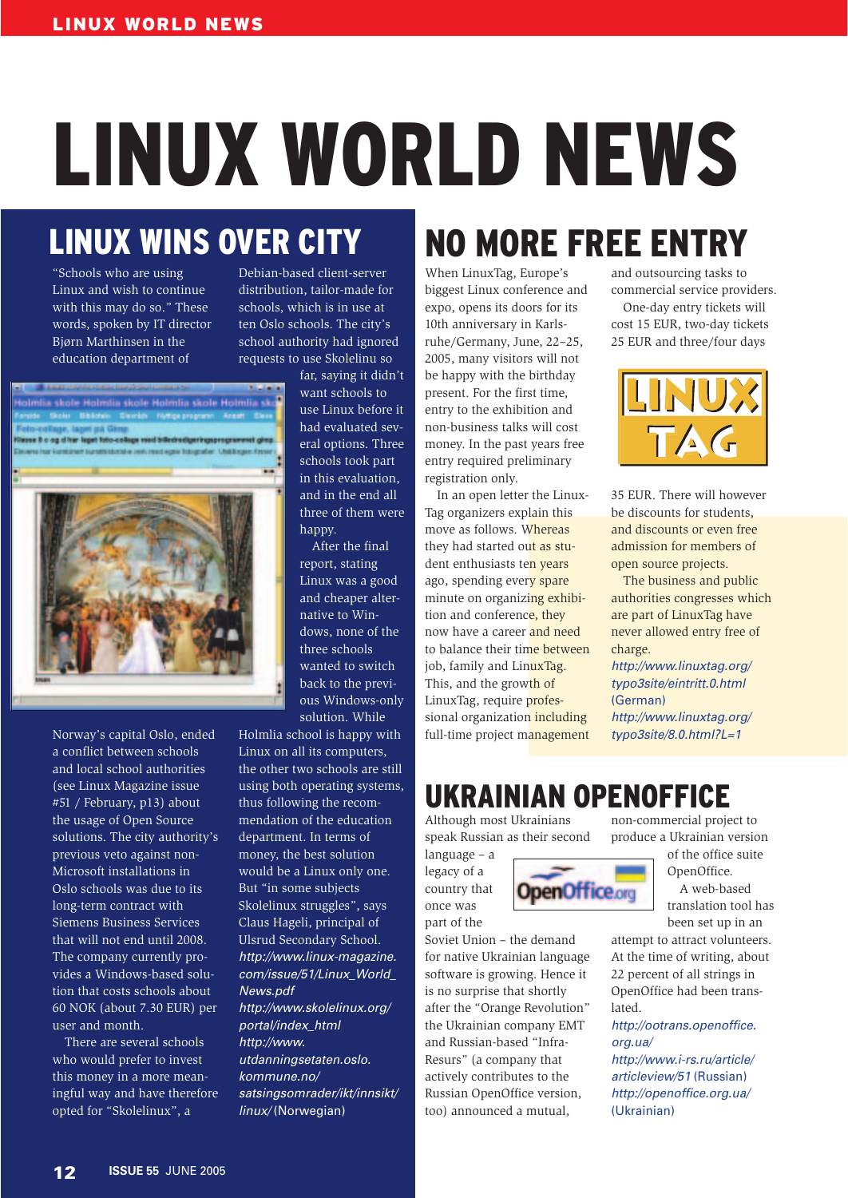# LINUX WORLD NEWS

## LINUX WINS OVER CITY

"Schools who are using Linux and wish to continue with this may do so." These words, spoken by IT director Bjørn Marthinsen in the education department of Norway's capital Oslo, ended a conflict between schools and local school authorities (see Linux Magazine issue #51 / February, p13) about the usage of Open Source solutions. The city authority's previous veto against non-Microsoft installations in Oslo schools was due to its long-term contract with Siemens Business Services that will not end until 2008. The company currently provides a Windows-based solution that costs schools about 60 NOK (about 7.30 EUR) per user and month.

There are several schools who would prefer to invest this money in a more meaningful way and have therefore opted for "Skolelinux", a Debian-based client-server distribution, tailor-made for schools, which is in use at ten Oslo schools. The city's school authority had ignored requests to use Skolelinu so far, saying it didn't want schools to use Linux before it had evaluated several options. Three schools took part in this evaluation, and in the end all three of them were happy.

After the final report, stating Linux was a good and cheaper alternative to Windows, none of the three schools wanted to switch back to the previous Windows-only solution. While Holmlia school is happy with Linux on all its computers, the other two schools are still using both operating systems, thus following the recommendation of the education department. In terms of money, the best solution would be a Linux only one. But "in some subjects Skolelinux struggles", says Claus Hageli, principal of Ulsrud Secondary School.

*http://www.linux-magazine.com/issue/51/Linux_World_News.pdf*
*http://www.skolelinux.org/portal/index_html*
*http://www.utdanningsetaten.oslo.kommune.no/satsingsomrader/ikt/innsikt/linux/* (Norwegian)

## NO MORE FREE ENTRY

When LinuxTag, Europe's biggest Linux conference and expo, opens its doors for its 10th anniversary in Karlsruhe/Germany, June, 22–25, 2005, many visitors will not be happy with the birthday present. For the first time, entry to the exhibition and non-business talks will cost money. In the past years free entry required preliminary registration only.

In an open letter the LinuxTag organizers explain this move as follows. Whereas they had started out as student enthusiasts ten years ago, spending every spare minute on organizing exhibition and conference, they now have a career and need to balance their time between job, family and LinuxTag. This, and the growth of LinuxTag, require professional organization including full-time project management and outsourcing tasks to commercial service providers.

One-day entry tickets will cost 15 EUR, two-day tickets 25 EUR and three/four days 35 EUR. There will however be discounts for students, and discounts or even free admission for members of open source projects.

The business and public authorities congresses which are part of LinuxTag have never allowed entry free of charge.

*http://www.linuxtag.org/typo3site/eintritt.0.html* (German)
*http://www.linuxtag.org/typo3site/8.0.html?L=1*

## UKRAINIAN OPENOFFICE

Although most Ukrainians speak Russian as their second language – a legacy of a country that once was part of the Soviet Union – the demand for native Ukrainian language software is growing. Hence it is no surprise that shortly after the "Orange Revolution" the Ukrainian company EMT and Russian-based "Infra-Resurs" (a company that actively contributes to the Russian OpenOffice version, too) announced a mutual, non-commercial project to produce a Ukrainian version of the office suite OpenOffice.

A web-based translation tool has been set up in an attempt to attract volunteers. At the time of writing, about 22 percent of all strings in OpenOffice had been translated.

*http://ootrans.openoffice.org.ua/*
*http://www.i-rs.ru/article/articleview/51* (Russian)
*http://openoffice.org.ua/* (Ukrainian)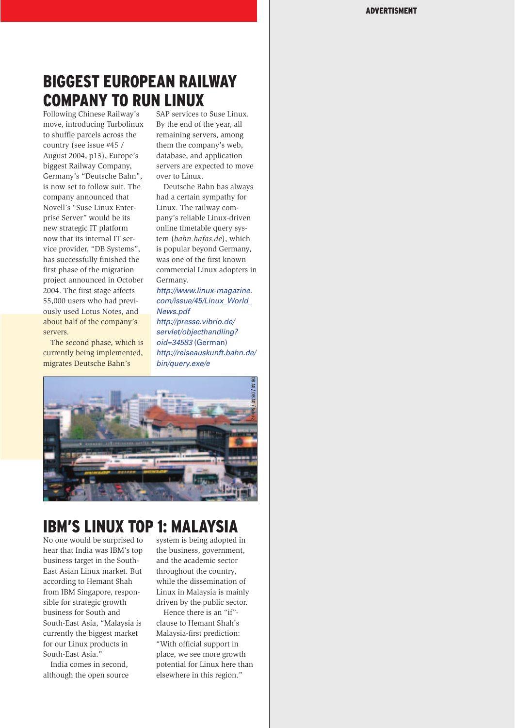# BIGGEST EUROPEAN RAILWAY COMPANY TO RUN LINUX

Following Chinese Railway's move, introducing Turbolinux to shuffle parcels across the country (see issue #45 / August 2004, p13), Europe's biggest Railway Company, Germany's "Deutsche Bahn", is now set to follow suit. The company announced that Novell's "Suse Linux Enterprise Server" would be its new strategic IT platform now that its internal IT service provider, "DB Systems", has successfully finished the first phase of the migration project announced in October 2004. The first stage affects 55,000 users who had previously used Lotus Notes, and about half of the company's servers.

The second phase, which is currently being implemented, migrates Deutsche Bahn's SAP services to Suse Linux. By the end of the year, all remaining servers, among them the company's web, database, and application servers are expected to move over to Linux.

Deutsche Bahn has always had a certain sympathy for Linux. The railway company's reliable Linux-driven online timetable query system (*bahn.hafas.de*), which is popular beyond Germany, was one of the first known commercial Linux adopters in Germany.

*http://www.linux-magazine.com/issue/45/Linux_World_News.pdf*

*http://presse.vibrio.de/servlet/objecthandling?oid=34583* (German)

*http://reiseauskunft.bahn.de/bin/query.exe/e*

DB AG / DB AG / Schulz

# IBM'S LINUX TOP 1: MALAYSIA

No one would be surprised to hear that India was IBM's top business target in the South-East Asian Linux market. But according to Hemant Shah from IBM Singapore, responsible for strategic growth business for South and South-East Asia, "Malaysia is currently the biggest market for our Linux products in South-East Asia."

India comes in second, although the open source system is being adopted in the business, government, and the academic sector throughout the country, while the dissemination of Linux in Malaysia is mainly driven by the public sector.

Hence there is an "if"-clause to Hemant Shah's Malaysia-first prediction: "With official support in place, we see more growth potential for Linux here than elsewhere in this region."

ADVERTISMENT